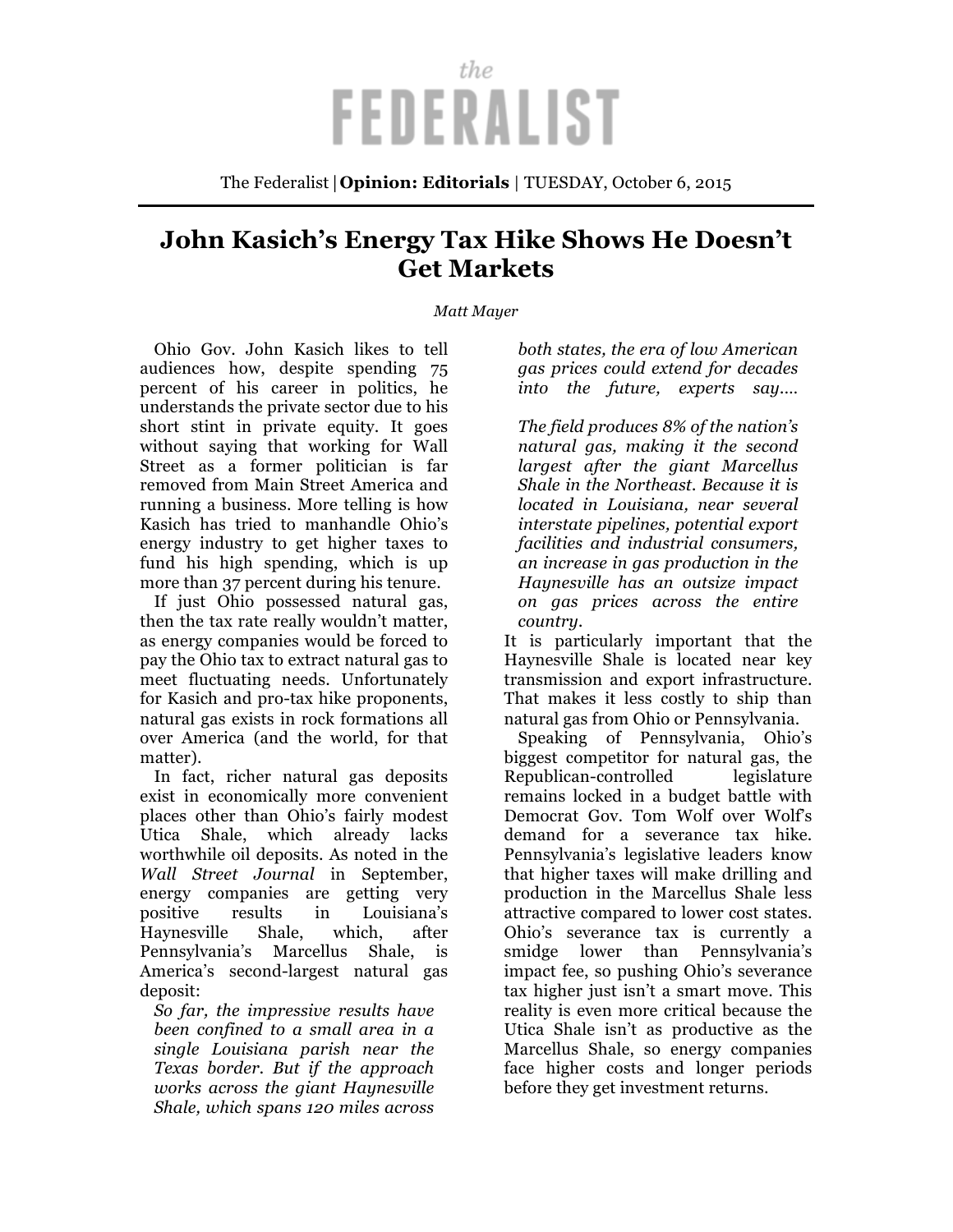# the FEDERALIST

The Federalist | **Opinion: Editorials** | TUESDAY, October 6, 2015

## John Kasich's Energy Tax Hike Shows He Doesn't Get Markets

*Matt Mayer*

Ohio Gov. John Kasich likes to tell audiences how, despite spending 75 percent of his career in politics, he understands the private sector due to his short stint in private equity. It goes without saying that working for Wall Street as a former politician is far removed from Main Street America and running a business. More telling is how Kasich has tried to manhandle Ohio's energy industry to get higher taxes to fund his high spending, which is up more than 37 percent during his tenure.

If just Ohio possessed natural gas, then the tax rate really wouldn't matter, as energy companies would be forced to pay the Ohio tax to extract natural gas to meet fluctuating needs. Unfortunately for Kasich and pro-tax hike proponents, natural gas exists in rock formations all over America (and the world, for that matter).

In fact, richer natural gas deposits exist in economically more convenient places other than Ohio's fairly modest Utica Shale, which already lacks worthwhile oil deposits. As noted in the *Wall Street Journal* in September, energy companies are getting very positive results in Louisiana's Haynesville Shale, which, after Pennsylvania's Marcellus Shale, is America's second-largest natural gas deposit:

> *So far, the impressive results have been confined to a small area in a single Louisiana parish near the Texas border. But if the approach works across the giant Haynesville Shale, which spans 120 miles across both states, the era of low American gas prices could extend for decades into the future, experts say….*
>
> *The field produces 8% of the nation's natural gas, making it the second largest after the giant Marcellus Shale in the Northeast. Because it is located in Louisiana, near several interstate pipelines, potential export facilities and industrial consumers, an increase in gas production in the Haynesville has an outsize impact on gas prices across the entire country.*

It is particularly important that the Haynesville Shale is located near key transmission and export infrastructure. That makes it less costly to ship than natural gas from Ohio or Pennsylvania.

Speaking of Pennsylvania, Ohio's biggest competitor for natural gas, the Republican-controlled legislature remains locked in a budget battle with Democrat Gov. Tom Wolf over Wolf's demand for a severance tax hike. Pennsylvania's legislative leaders know that higher taxes will make drilling and production in the Marcellus Shale less attractive compared to lower cost states. Ohio's severance tax is currently a smidge lower than Pennsylvania's impact fee, so pushing Ohio's severance tax higher just isn't a smart move. This reality is even more critical because the Utica Shale isn't as productive as the Marcellus Shale, so energy companies face higher costs and longer periods before they get investment returns.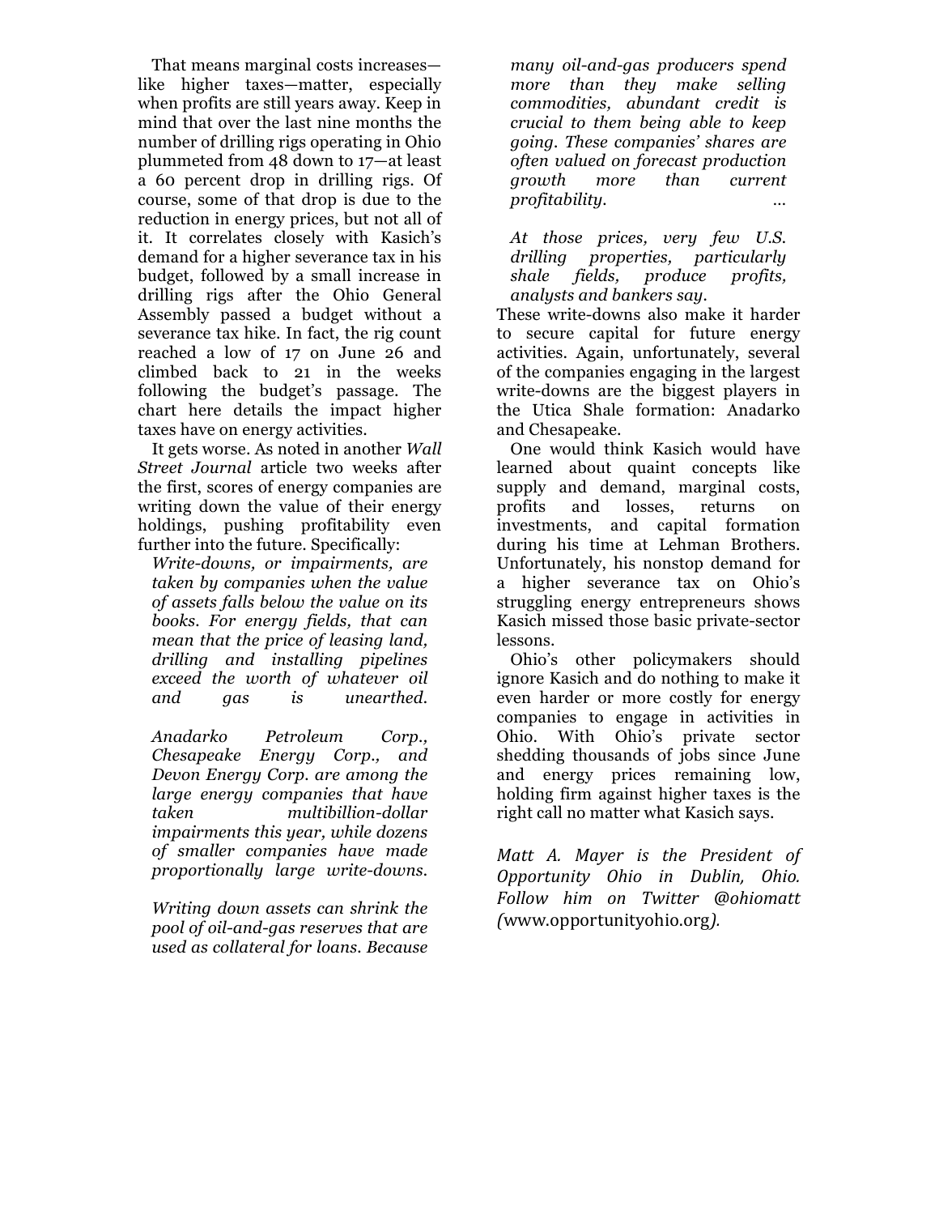That means marginal costs increases—like higher taxes—matter, especially when profits are still years away. Keep in mind that over the last nine months the number of drilling rigs operating in Ohio plummeted from 48 down to 17—at least a 60 percent drop in drilling rigs. Of course, some of that drop is due to the reduction in energy prices, but not all of it. It correlates closely with Kasich's demand for a higher severance tax in his budget, followed by a small increase in drilling rigs after the Ohio General Assembly passed a budget without a severance tax hike. In fact, the rig count reached a low of 17 on June 26 and climbed back to 21 in the weeks following the budget's passage. The chart here details the impact higher taxes have on energy activities.

It gets worse. As noted in another *Wall Street Journal* article two weeks after the first, scores of energy companies are writing down the value of their energy holdings, pushing profitability even further into the future. Specifically:

> *Write-downs, or impairments, are taken by companies when the value of assets falls below the value on its books. For energy fields, that can mean that the price of leasing land, drilling and installing pipelines exceed the worth of whatever oil and gas is unearthed.*
>
> *Anadarko Petroleum Corp., Chesapeake Energy Corp., and Devon Energy Corp. are among the large energy companies that have taken multibillion-dollar impairments this year, while dozens of smaller companies have made proportionally large write-downs.*
>
> *Writing down assets can shrink the pool of oil-and-gas reserves that are used as collateral for loans. Because many oil-and-gas producers spend more than they make selling commodities, abundant credit is crucial to them being able to keep going. These companies' shares are often valued on forecast production growth more than current profitability.* ...
>
> *At those prices, very few U.S. drilling properties, particularly shale fields, produce profits, analysts and bankers say.*

These write-downs also make it harder to secure capital for future energy activities. Again, unfortunately, several of the companies engaging in the largest write-downs are the biggest players in the Utica Shale formation: Anadarko and Chesapeake.

One would think Kasich would have learned about quaint concepts like supply and demand, marginal costs, profits and losses, returns on investments, and capital formation during his time at Lehman Brothers. Unfortunately, his nonstop demand for a higher severance tax on Ohio's struggling energy entrepreneurs shows Kasich missed those basic private-sector lessons.

Ohio's other policymakers should ignore Kasich and do nothing to make it even harder or more costly for energy companies to engage in activities in Ohio. With Ohio's private sector shedding thousands of jobs since June and energy prices remaining low, holding firm against higher taxes is the right call no matter what Kasich says.

*Matt A. Mayer is the President of Opportunity Ohio in Dublin, Ohio. Follow him on Twitter @ohiomatt (*www.opportunityohio.org*).*